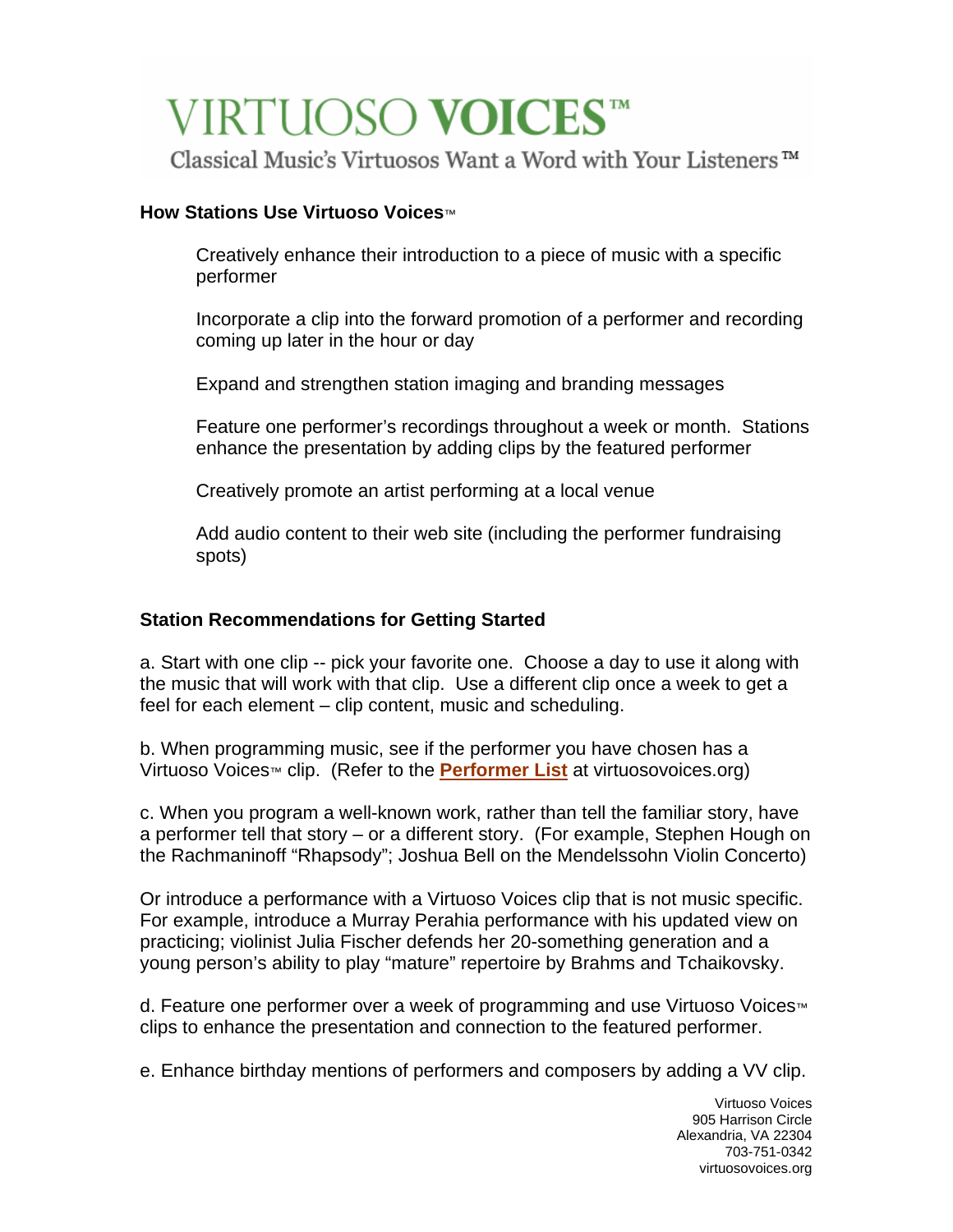# VIRTUOSO VOICES™

Classical Music's Virtuosos Want a Word with Your Listeners™

**How Stations Use Virtuoso Voices™**

Creatively enhance their introduction to a piece of music with a specific performer

Incorporate a clip into the forward promotion of a performer and recording coming up later in the hour or day

Expand and strengthen station imaging and branding messages

Feature one performer's recordings throughout a week or month. Stations enhance the presentation by adding clips by the featured performer

Creatively promote an artist performing at a local venue

Add audio content to their web site (including the performer fundraising spots)

**Station Recommendations for Getting Started**

a. Start with one clip -- pick your favorite one. Choose a day to use it along with the music that will work with that clip. Use a different clip once a week to get a feel for each element – clip content, music and scheduling.

b. When programming music, see if the performer you have chosen has a Virtuoso Voices™ clip. (Refer to the **Performer List** at virtuosovoices.org)

c. When you program a well-known work, rather than tell the familiar story, have a performer tell that story – or a different story. (For example, Stephen Hough on the Rachmaninoff "Rhapsody"; Joshua Bell on the Mendelssohn Violin Concerto)

Or introduce a performance with a Virtuoso Voices clip that is not music specific. For example, introduce a Murray Perahia performance with his updated view on practicing; violinist Julia Fischer defends her 20-something generation and a young person's ability to play "mature" repertoire by Brahms and Tchaikovsky.

d. Feature one performer over a week of programming and use Virtuoso Voices™ clips to enhance the presentation and connection to the featured performer.

e. Enhance birthday mentions of performers and composers by adding a VV clip.

Virtuoso Voices
905 Harrison Circle
Alexandria, VA 22304
703-751-0342
virtuosovoices.org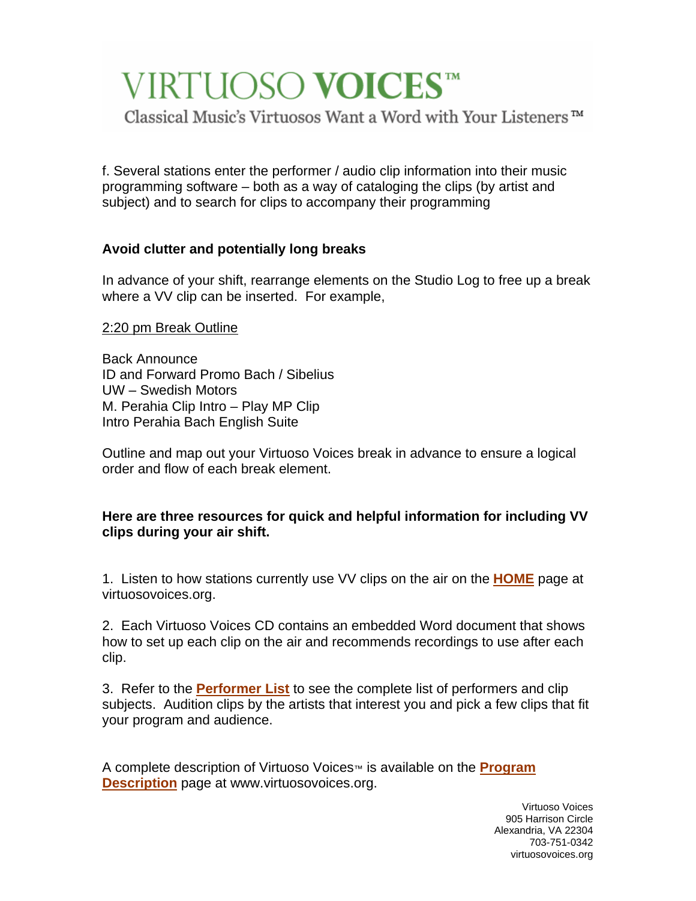f. Several stations enter the performer / audio clip information into their music programming software – both as a way of cataloging the clips (by artist and subject) and to search for clips to accompany their programming

**Avoid clutter and potentially long breaks**

In advance of your shift, rearrange elements on the Studio Log to free up a break where a VV clip can be inserted. For example,

2:20 pm Break Outline

Back Announce
ID and Forward Promo Bach / Sibelius
UW – Swedish Motors
M. Perahia Clip Intro – Play MP Clip
Intro Perahia Bach English Suite

Outline and map out your Virtuoso Voices break in advance to ensure a logical order and flow of each break element.

**Here are three resources for quick and helpful information for including VV clips during your air shift.**

1. Listen to how stations currently use VV clips on the air on the **HOME** page at virtuosovoices.org.

2. Each Virtuoso Voices CD contains an embedded Word document that shows how to set up each clip on the air and recommends recordings to use after each clip.

3. Refer to the **Performer List** to see the complete list of performers and clip subjects. Audition clips by the artists that interest you and pick a few clips that fit your program and audience.

A complete description of Virtuoso Voices™ is available on the **Program Description** page at www.virtuosovoices.org.

Virtuoso Voices
905 Harrison Circle
Alexandria, VA 22304
703-751-0342
virtuosovoices.org